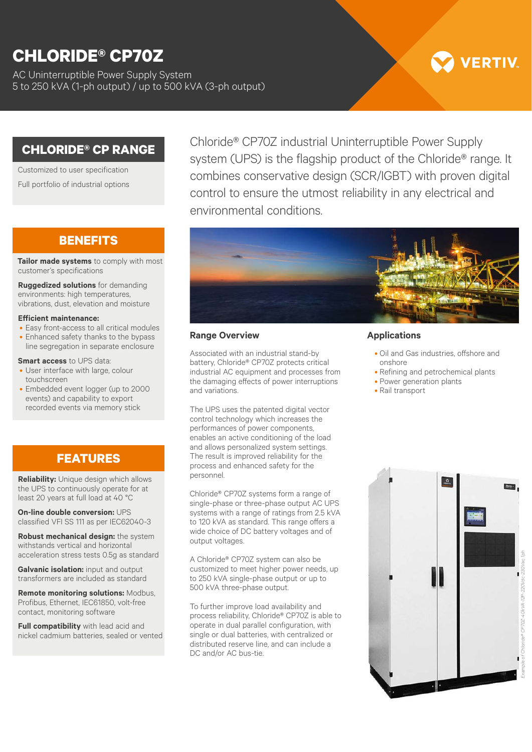# CHLORIDE® CP70Z

AC Uninterruptible Power Supply System
5 to 250 kVA (1-ph output) / up to 500 kVA (3-ph output)

VERTIV.

## CHLORIDE® CP RANGE

Customized to user specification

Full portfolio of industrial options

Chloride® CP70Z industrial Uninterruptible Power Supply system (UPS) is the flagship product of the Chloride® range. It combines conservative design (SCR/IGBT) with proven digital control to ensure the utmost reliability in any electrical and environmental conditions.

## BENEFITS

**Tailor made systems** to comply with most customer's specifications

**Ruggedized solutions** for demanding environments: high temperatures, vibrations, dust, elevation and moisture

**Efficient maintenance:**

- Easy front-access to all critical modules
- Enhanced safety thanks to the bypass line segregation in separate enclosure

**Smart access** to UPS data:

- User interface with large, colour touchscreen
- Embedded event logger (up to 2000 events) and capability to export recorded events via memory stick

## FEATURES

**Reliability:** Unique design which allows the UPS to continuously operate for at least 20 years at full load at 40 °C

**On-line double conversion:** UPS classified VFI SS 111 as per IEC62040-3

**Robust mechanical design:** the system withstands vertical and horizontal acceleration stress tests 0.5g as standard

**Galvanic isolation:** input and output transformers are included as standard

**Remote monitoring solutions:** Modbus, Profibus, Ethernet, IEC61850, volt-free contact, monitoring software

**Full compatibility** with lead acid and nickel cadmium batteries, sealed or vented

### Range Overview

Associated with an industrial stand-by battery, Chloride® CP70Z protects critical industrial AC equipment and processes from the damaging effects of power interruptions and variations.

The UPS uses the patented digital vector control technology which increases the performances of power components, enables an active conditioning of the load and allows personalized system settings. The result is improved reliability for the process and enhanced safety for the personnel.

Chloride® CP70Z systems form a range of single-phase or three-phase output AC UPS systems with a range of ratings from 2.5 kVA to 120 kVA as standard. This range offers a wide choice of DC battery voltages and of output voltages.

A Chloride® CP70Z system can also be customized to meet higher power needs, up to 250 kVA single-phase output or up to 500 kVA three-phase output.

To further improve load availability and process reliability, Chloride® CP70Z is able to operate in dual parallel configuration, with single or dual batteries, with centralized or distributed reserve line, and can include a DC and/or AC bus-tie.

### Applications

- Oil and Gas industries, offshore and onshore
- Refining and petrochemical plants
- Power generation plants
- Rail transport

*Example of Chloride® CP70Z 40kVA 12P-220Vdc-230Vac 1ph*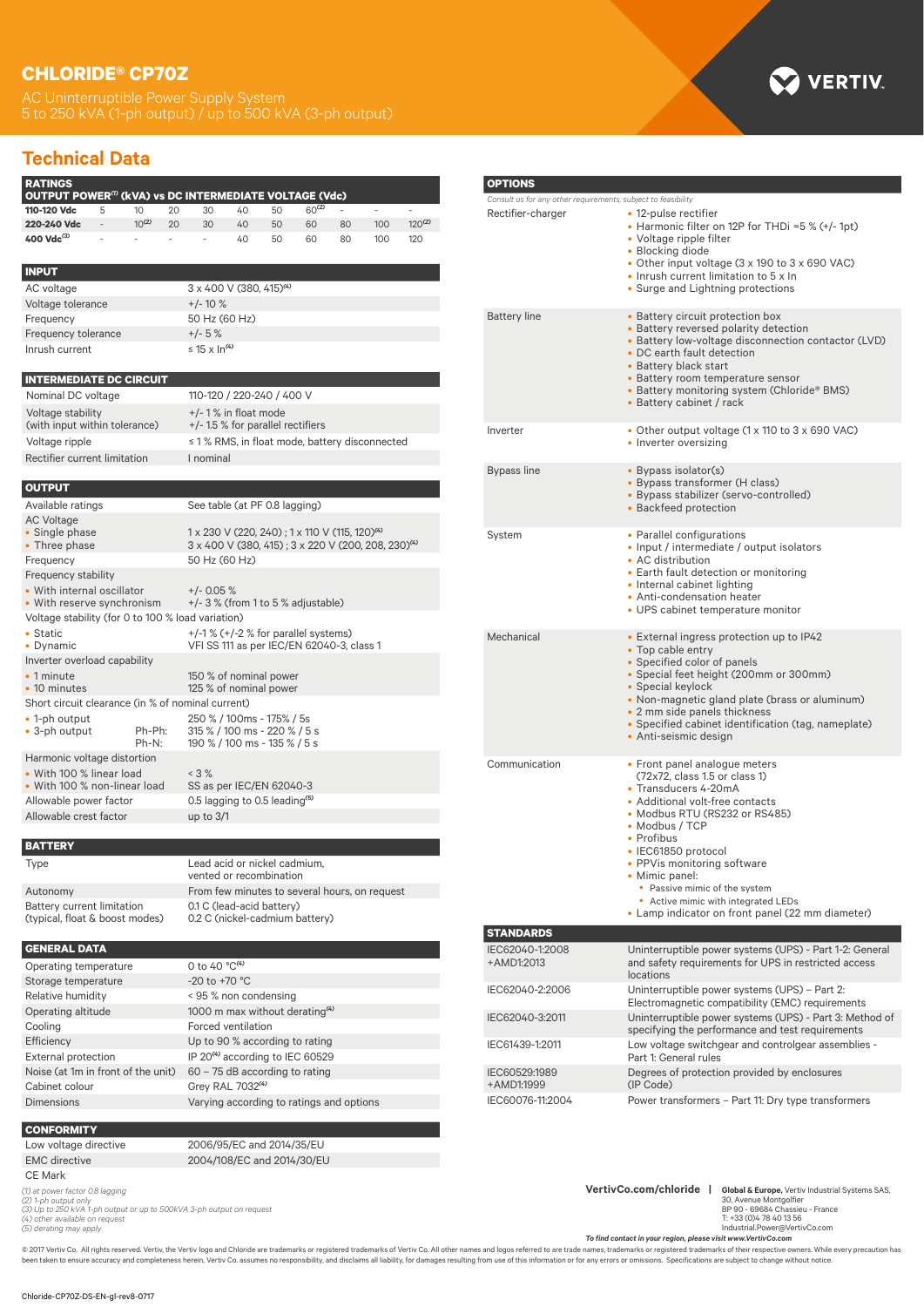# CHLORIDE® CP70Z

AC Uninterruptible Power Supply System
5 to 250 kVA (1-ph output) / up to 500 kVA (3-ph output)

## Technical Data

### RATINGS

| OUTPUT POWER[1] (kVA) vs DC INTERMEDIATE VOLTAGE (Vdc) | | | | | | | | | | |
|---|---|---|---|---|---|---|---|---|---|---|
| **110-120 Vdc** | 5 | 10 | 20 | 30 | 40 | 50 | 60[2] | - | - | - |
| **220-240 Vdc** | - | 10[2] | 20 | 30 | 40 | 50 | 60 | 80 | 100 | 120[2] |
| **400 Vdc[3]** | - | - | - | - | 40 | 50 | 60 | 80 | 100 | 120 |

### INPUT

| | |
|---|---|
| AC voltage | 3 x 400 V (380, 415)[4] |
| Voltage tolerance | +/- 10 % |
| Frequency | 50 Hz (60 Hz) |
| Frequency tolerance | +/- 5 % |
| Inrush current | ≤ 15 x In[4] |

### INTERMEDIATE DC CIRCUIT

| | |
|---|---|
| Nominal DC voltage | 110-120 / 220-240 / 400 V |
| Voltage stability (with input within tolerance) | +/- 1 % in float mode<br>+/- 1.5 % for parallel rectifiers |
| Voltage ripple | ≤ 1 % RMS, in float mode, battery disconnected |
| Rectifier current limitation | I nominal |

### OUTPUT

| | |
|---|---|
| Available ratings | See table (at PF 0.8 lagging) |
| AC Voltage | |
| • Single phase | 1 x 230 V (220, 240) ; 1 x 110 V (115, 120)[4] |
| • Three phase | 3 x 400 V (380, 415) ; 3 x 220 V (200, 208, 230)[4] |
| Frequency | 50 Hz (60 Hz) |
| Frequency stability | |
| • With internal oscillator | +/- 0.05 % |
| • With reserve synchronism | +/- 3 % (from 1 to 5 % adjustable) |
| Voltage stability (for 0 to 100 % load variation) | |
| • Static | +/-1 % (+/-2 % for parallel systems) |
| • Dynamic | VFI SS 111 as per IEC/EN 62040-3, class 1 |
| Inverter overload capability | |
| • 1 minute | 150 % of nominal power |
| • 10 minutes | 125 % of nominal power |
| Short circuit clearance (in % of nominal current) | |
| • 1-ph output | 250 % / 100ms - 175% / 5s |
| • 3-ph output Ph-Ph: | 315 % / 100 ms - 220 % / 5 s |
| Ph-N: | 190 % / 100 ms - 135 % / 5 s |
| Harmonic voltage distortion | |
| • With 100 % linear load | < 3 % |
| • With 100 % non-linear load | SS as per IEC/EN 62040-3 |
| Allowable power factor | 0.5 lagging to 0.5 leading[5] |
| Allowable crest factor | up to 3/1 |

### BATTERY

| | |
|---|---|
| Type | Lead acid or nickel cadmium, vented or recombination |
| Autonomy | From few minutes to several hours, on request |
| Battery current limitation (typical, float & boost modes) | 0.1 C (lead-acid battery)<br>0.2 C (nickel-cadmium battery) |

### GENERAL DATA

| | |
|---|---|
| Operating temperature | 0 to 40 °C[4] |
| Storage temperature | -20 to +70 °C |
| Relative humidity | < 95 % non condensing |
| Operating altitude | 1000 m max without derating[4] |
| Cooling | Forced ventilation |
| Efficiency | Up to 90 % according to rating |
| External protection | IP 20[4] according to IEC 60529 |
| Noise (at 1m in front of the unit) | 60 – 75 dB according to rating |
| Cabinet colour | Grey RAL 7032[4] |
| Dimensions | Varying according to ratings and options |

### CONFORMITY

| | |
|---|---|
| Low voltage directive | 2006/95/EC and 2014/35/EU |
| EMC directive | 2004/108/EC and 2014/30/EU |
| CE Mark | |

(1) at power factor 0.8 lagging
(2) 1-ph output only
(3) Up to 250 kVA 1-ph output or up to 500kVA 3-ph output on request
(4) other available on request
(5) derating may apply

### OPTIONS

*Consult us for any other requirements, subject to feasibility*

| | |
|---|---|
| Rectifier-charger | • 12-pulse rectifier<br>• Harmonic filter on 12P for THDi ≈5 % (+/- 1pt)<br>• Voltage ripple filter<br>• Blocking diode<br>• Other input voltage (3 x 190 to 3 x 690 VAC)<br>• Inrush current limitation to 5 x In<br>• Surge and Lightning protections |
| Battery line | • Battery circuit protection box<br>• Battery reversed polarity detection<br>• Battery low-voltage disconnection contactor (LVD)<br>• DC earth fault detection<br>• Battery black start<br>• Battery room temperature sensor<br>• Battery monitoring system (Chloride® BMS)<br>• Battery cabinet / rack |
| Inverter | • Other output voltage (1 x 110 to 3 x 690 VAC)<br>• Inverter oversizing |
| Bypass line | • Bypass isolator(s)<br>• Bypass transformer (H class)<br>• Bypass stabilizer (servo-controlled)<br>• Backfeed protection |
| System | • Parallel configurations<br>• Input / intermediate / output isolators<br>• AC distribution<br>• Earth fault detection or monitoring<br>• Internal cabinet lighting<br>• Anti-condensation heater<br>• UPS cabinet temperature monitor |
| Mechanical | • External ingress protection up to IP42<br>• Top cable entry<br>• Specified color of panels<br>• Special feet height (200mm or 300mm)<br>• Special keylock<br>• Non-magnetic gland plate (brass or aluminum)<br>• 2 mm side panels thickness<br>• Specified cabinet identification (tag, nameplate)<br>• Anti-seismic design |
| Communication | • Front panel analogue meters (72x72, class 1.5 or class 1)<br>• Transducers 4-20mA<br>• Additional volt-free contacts<br>• Modbus RTU (RS232 or RS485)<br>• Modbus / TCP<br>• Profibus<br>• IEC61850 protocol<br>• PPVis monitoring software<br>• Mimic panel:<br>&nbsp;&nbsp;• Passive mimic of the system<br>&nbsp;&nbsp;• Active mimic with integrated LEDs<br>• Lamp indicator on front panel (22 mm diameter) |

### STANDARDS

| | |
|---|---|
| IEC62040-1:2008 +AMD1:2013 | Uninterruptible power systems (UPS) - Part 1-2: General and safety requirements for UPS in restricted access locations |
| IEC62040-2:2006 | Uninterruptible power systems (UPS) – Part 2: Electromagnetic compatibility (EMC) requirements |
| IEC62040-3:2011 | Uninterruptible power systems (UPS) - Part 3: Method of specifying the performance and test requirements |
| IEC61439-1:2011 | Low voltage switchgear and controlgear assemblies - Part 1: General rules |
| IEC60529:1989 +AMD1:1999 | Degrees of protection provided by enclosures (IP Code) |
| IEC60076-11:2004 | Power transformers – Part 11: Dry type transformers |

**VertivCo.com/chloride** | **Global & Europe,** Vertiv Industrial Systems SAS, 30, Avenue Montgolfier, BP 90 - 69684 Chassieu - France, T: +33 (0)4 78 40 13 56, Industrial.Power@VertivCo.com

*To find contact in your region, please visit www.VertivCo.com*

© 2017 Vertiv Co. All rights reserved. Vertiv, the Vertiv logo and Chloride are trademarks or registered trademarks of Vertiv Co. All other names and logos referred to are trade names, trademarks or registered trademarks of their respective owners. While every precaution has been taken to ensure accuracy and completeness herein, Vertiv Co. assumes no responsibility, and disclaims all liability, for damages resulting from use of this information or for any errors or omissions. Specifications are subject to change without notice.

Chloride-CP70Z-DS-EN-gl-rev8-0717